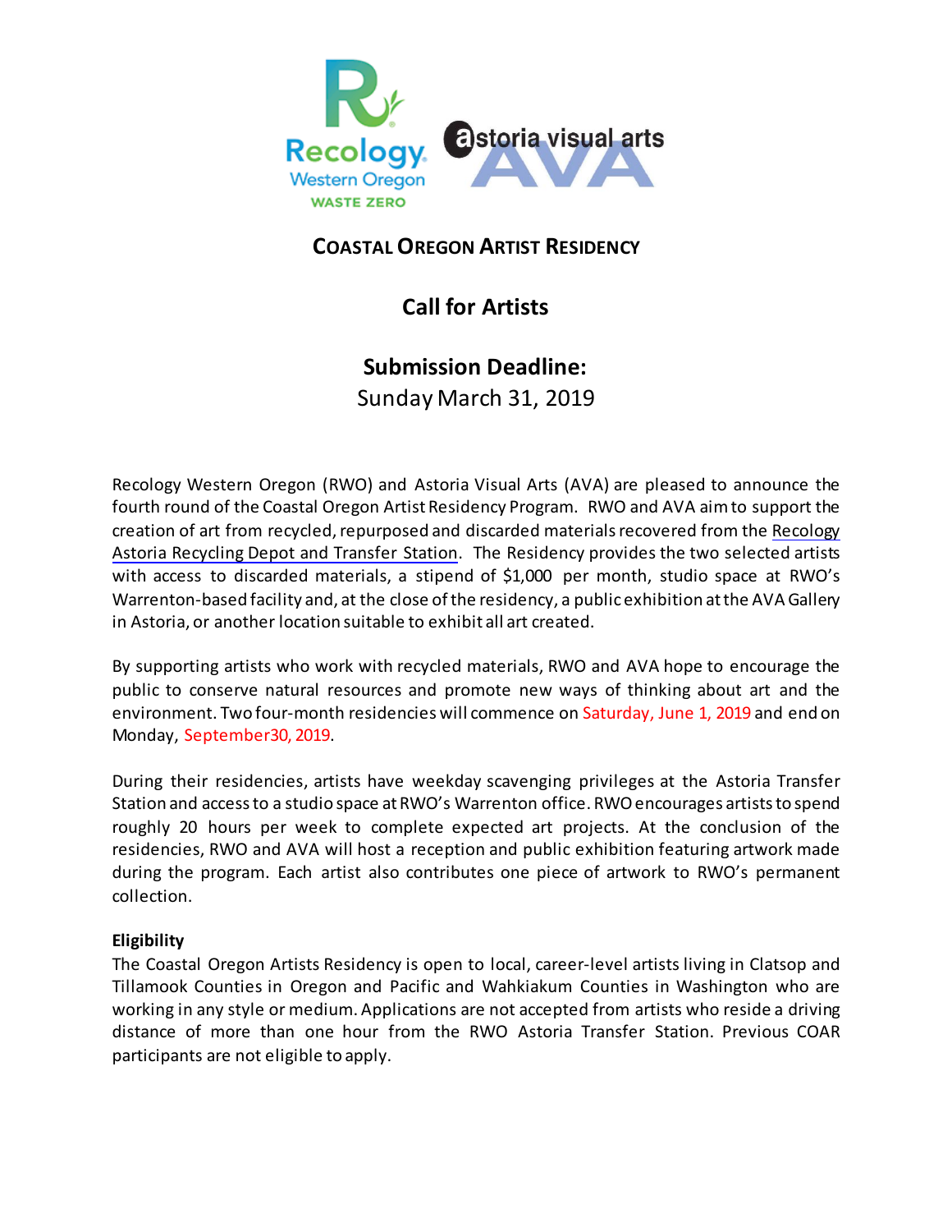# Coastal Oregon Artist Residency

## Call for Artists

## Submission Deadline:

Sunday March 31, 2019

Recology Western Oregon (RWO) and Astoria Visual Arts (AVA) are pleased to announce the fourth round of the Coastal Oregon Artist Residency Program. RWO and AVA aim to support the creation of art from recycled, repurposed and discarded materials recovered from the Recology Astoria Recycling Depot and Transfer Station. The Residency provides the two selected artists with access to discarded materials, a stipend of $1,000 per month, studio space at RWO's Warrenton-based facility and, at the close of the residency, a public exhibition at the AVA Gallery in Astoria, or another location suitable to exhibit all art created.

By supporting artists who work with recycled materials, RWO and AVA hope to encourage the public to conserve natural resources and promote new ways of thinking about art and the environment. Two four-month residencies will commence on Saturday, June 1, 2019 and end on Monday, September30, 2019.

During their residencies, artists have weekday scavenging privileges at the Astoria Transfer Station and access to a studio space at RWO's Warrenton office. RWO encourages artists to spend roughly 20 hours per week to complete expected art projects. At the conclusion of the residencies, RWO and AVA will host a reception and public exhibition featuring artwork made during the program. Each artist also contributes one piece of artwork to RWO's permanent collection.

**Eligibility**

The Coastal Oregon Artists Residency is open to local, career-level artists living in Clatsop and Tillamook Counties in Oregon and Pacific and Wahkiakum Counties in Washington who are working in any style or medium. Applications are not accepted from artists who reside a driving distance of more than one hour from the RWO Astoria Transfer Station. Previous COAR participants are not eligible to apply.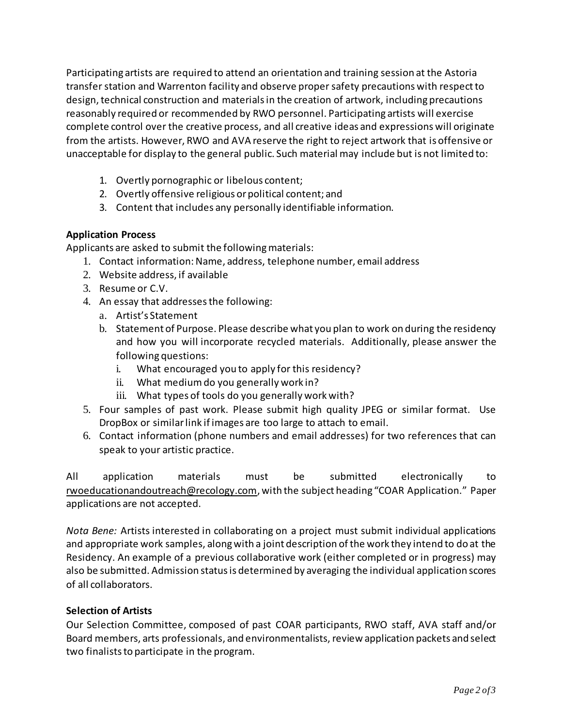Participating artists are required to attend an orientation and training session at the Astoria transfer station and Warrenton facility and observe proper safety precautions with respect to design, technical construction and materials in the creation of artwork, including precautions reasonably required or recommended by RWO personnel. Participating artists will exercise complete control over the creative process, and all creative ideas and expressions will originate from the artists. However, RWO and AVA reserve the right to reject artwork that is offensive or unacceptable for display to the general public. Such material may include but is not limited to:

1. Overtly pornographic or libelous content;
2. Overtly offensive religious or political content; and
3. Content that includes any personally identifiable information.

**Application Process**

Applicants are asked to submit the following materials:

1. Contact information: Name, address, telephone number, email address
2. Website address, if available
3. Resume or C.V.
4. An essay that addresses the following:
   a. Artist's Statement
   b. Statement of Purpose. Please describe what you plan to work on during the residency and how you will incorporate recycled materials. Additionally, please answer the following questions:
      i. What encouraged you to apply for this residency?
      ii. What medium do you generally work in?
      iii. What types of tools do you generally work with?
5. Four samples of past work. Please submit high quality JPEG or similar format. Use DropBox or similar link if images are too large to attach to email.
6. Contact information (phone numbers and email addresses) for two references that can speak to your artistic practice.

All application materials must be submitted electronically to rwoeducationandoutreach@recology.com, with the subject heading "COAR Application." Paper applications are not accepted.

*Nota Bene:* Artists interested in collaborating on a project must submit individual applications and appropriate work samples, along with a joint description of the work they intend to do at the Residency. An example of a previous collaborative work (either completed or in progress) may also be submitted. Admission status is determined by averaging the individual application scores of all collaborators.

**Selection of Artists**

Our Selection Committee, composed of past COAR participants, RWO staff, AVA staff and/or Board members, arts professionals, and environmentalists, review application packets and select two finalists to participate in the program.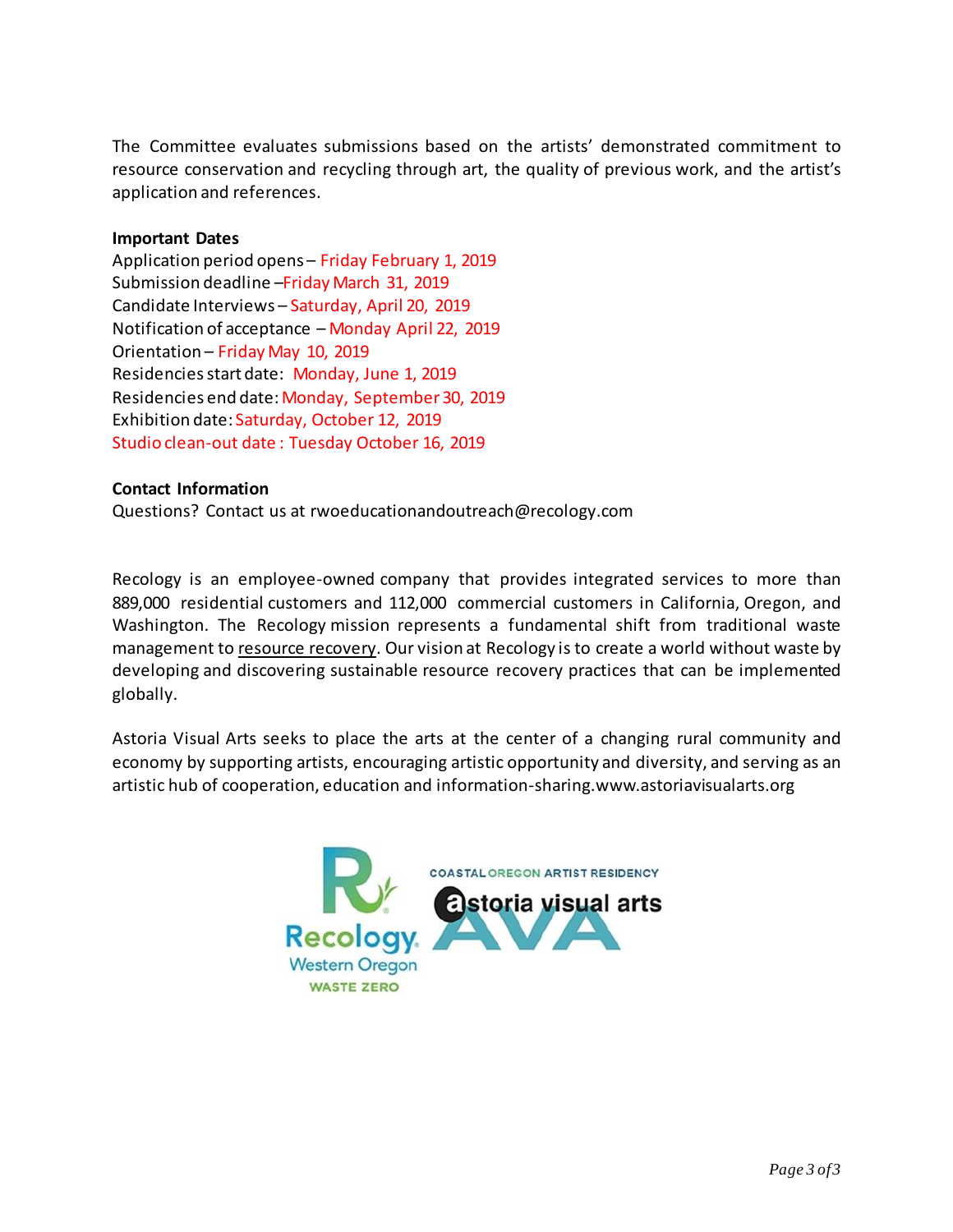The Committee evaluates submissions based on the artists' demonstrated commitment to resource conservation and recycling through art, the quality of previous work, and the artist's application and references.

**Important Dates**

Application period opens – Friday February 1, 2019
Submission deadline –Friday March 31, 2019
Candidate Interviews – Saturday, April 20, 2019
Notification of acceptance – Monday April 22, 2019
Orientation – Friday May 10, 2019
Residencies start date: Monday, June 1, 2019
Residencies end date: Monday, September 30, 2019
Exhibition date: Saturday, October 12, 2019
Studio clean-out date : Tuesday October 16, 2019

**Contact Information**

Questions? Contact us at rwoeducationandoutreach@recology.com

Recology is an employee-owned company that provides integrated services to more than 889,000 residential customers and 112,000 commercial customers in California, Oregon, and Washington. The Recology mission represents a fundamental shift from traditional waste management to resource recovery. Our vision at Recology is to create a world without waste by developing and discovering sustainable resource recovery practices that can be implemented globally.

Astoria Visual Arts seeks to place the arts at the center of a changing rural community and economy by supporting artists, encouraging artistic opportunity and diversity, and serving as an artistic hub of cooperation, education and information-sharing.www.astoriavisualarts.org

Recology Western Oregon WASTE ZERO

COASTAL OREGON ARTIST RESIDENCY
astoria visual arts
AVA